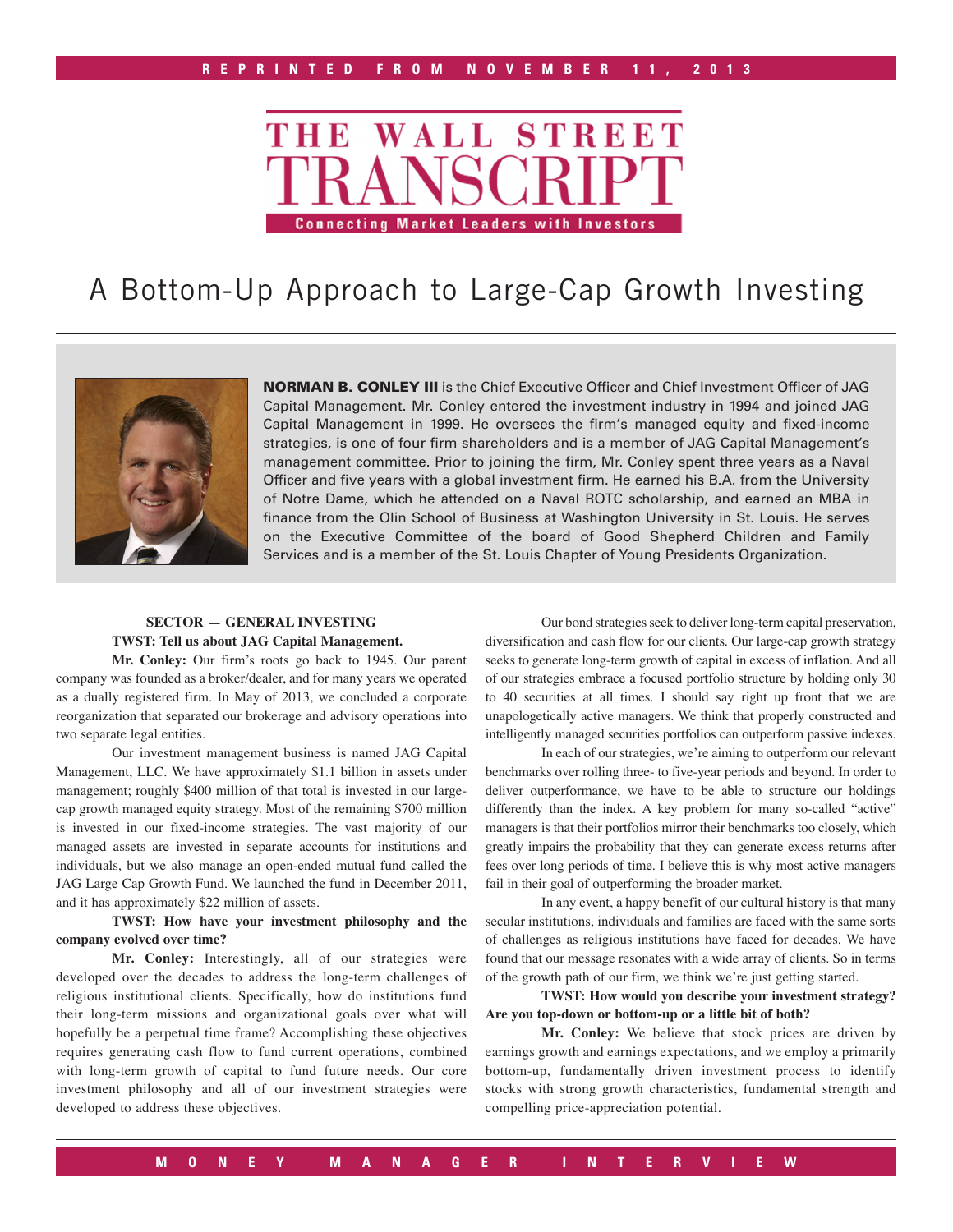REPRINTED FROM NOVEMBER 11, 2013

# THE WALL STREET TRANSCRIPT

Connecting Market Leaders with Investors

# A Bottom-Up Approach to Large-Cap Growth Investing

**NORMAN B. CONLEY III** is the Chief Executive Officer and Chief Investment Officer of JAG Capital Management. Mr. Conley entered the investment industry in 1994 and joined JAG Capital Management in 1999. He oversees the firm's managed equity and fixed-income strategies, is one of four firm shareholders and is a member of JAG Capital Management's management committee. Prior to joining the firm, Mr. Conley spent three years as a Naval Officer and five years with a global investment firm. He earned his B.A. from the University of Notre Dame, which he attended on a Naval ROTC scholarship, and earned an MBA in finance from the Olin School of Business at Washington University in St. Louis. He serves on the Executive Committee of the board of Good Shepherd Children and Family Services and is a member of the St. Louis Chapter of Young Presidents Organization.

**SECTOR — GENERAL INVESTING**

**TWST: Tell us about JAG Capital Management.**

**Mr. Conley:** Our firm's roots go back to 1945. Our parent company was founded as a broker/dealer, and for many years we operated as a dually registered firm. In May of 2013, we concluded a corporate reorganization that separated our brokerage and advisory operations into two separate legal entities.

Our investment management business is named JAG Capital Management, LLC. We have approximately $1.1 billion in assets under management; roughly $400 million of that total is invested in our large-cap growth managed equity strategy. Most of the remaining $700 million is invested in our fixed-income strategies. The vast majority of our managed assets are invested in separate accounts for institutions and individuals, but we also manage an open-ended mutual fund called the JAG Large Cap Growth Fund. We launched the fund in December 2011, and it has approximately $22 million of assets.

**TWST: How have your investment philosophy and the company evolved over time?**

**Mr. Conley:** Interestingly, all of our strategies were developed over the decades to address the long-term challenges of religious institutional clients. Specifically, how do institutions fund their long-term missions and organizational goals over what will hopefully be a perpetual time frame? Accomplishing these objectives requires generating cash flow to fund current operations, combined with long-term growth of capital to fund future needs. Our core investment philosophy and all of our investment strategies were developed to address these objectives.

Our bond strategies seek to deliver long-term capital preservation, diversification and cash flow for our clients. Our large-cap growth strategy seeks to generate long-term growth of capital in excess of inflation. And all of our strategies embrace a focused portfolio structure by holding only 30 to 40 securities at all times. I should say right up front that we are unapologetically active managers. We think that properly constructed and intelligently managed securities portfolios can outperform passive indexes.

In each of our strategies, we're aiming to outperform our relevant benchmarks over rolling three- to five-year periods and beyond. In order to deliver outperformance, we have to be able to structure our holdings differently than the index. A key problem for many so-called "active" managers is that their portfolios mirror their benchmarks too closely, which greatly impairs the probability that they can generate excess returns after fees over long periods of time. I believe this is why most active managers fail in their goal of outperforming the broader market.

In any event, a happy benefit of our cultural history is that many secular institutions, individuals and families are faced with the same sorts of challenges as religious institutions have faced for decades. We have found that our message resonates with a wide array of clients. So in terms of the growth path of our firm, we think we're just getting started.

**TWST: How would you describe your investment strategy? Are you top-down or bottom-up or a little bit of both?**

**Mr. Conley:** We believe that stock prices are driven by earnings growth and earnings expectations, and we employ a primarily bottom-up, fundamentally driven investment process to identify stocks with strong growth characteristics, fundamental strength and compelling price-appreciation potential.

MONEY MANAGER INTERVIEW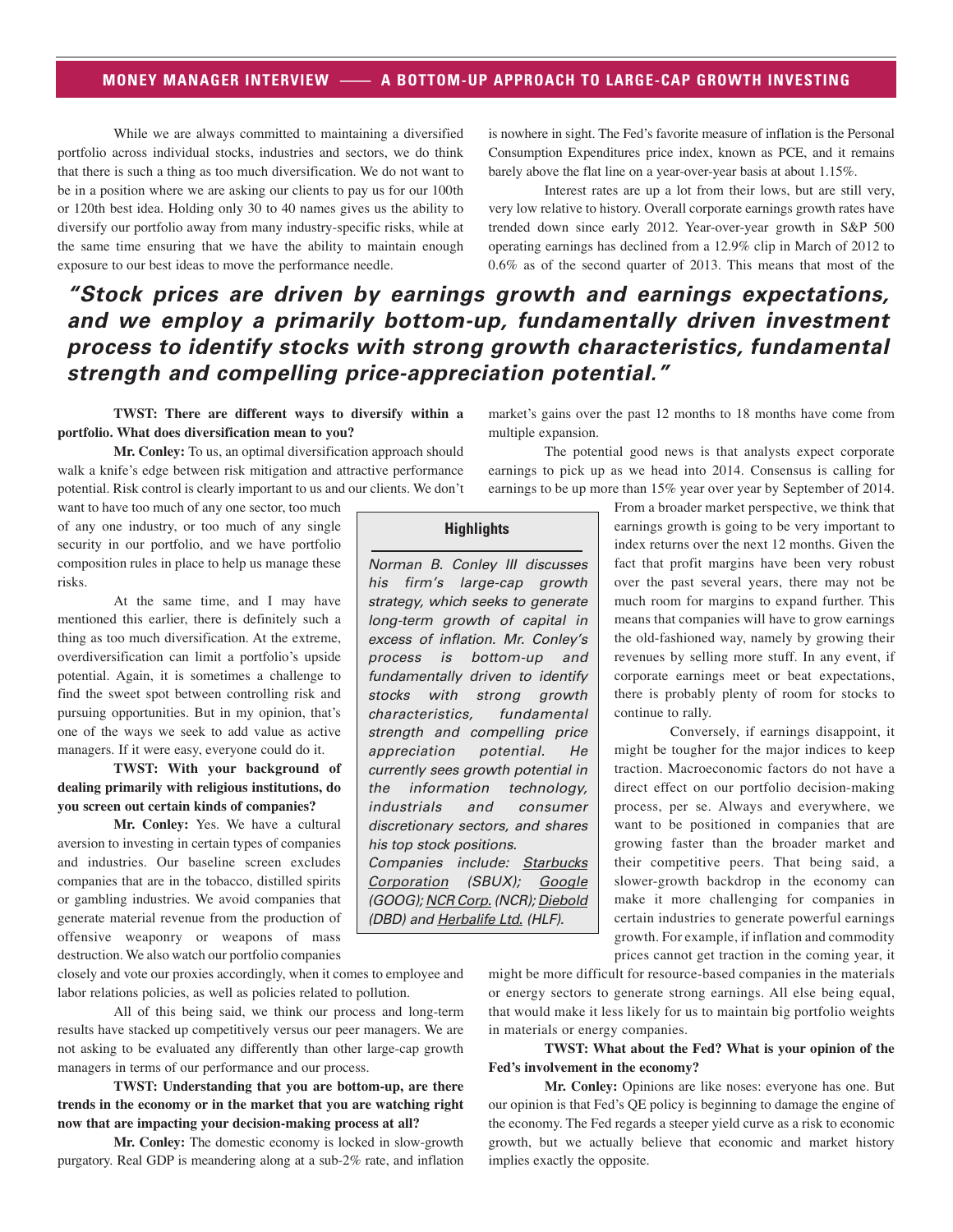While we are always committed to maintaining a diversified portfolio across individual stocks, industries and sectors, we do think that there is such a thing as too much diversification. We do not want to be in a position where we are asking our clients to pay us for our 100th or 120th best idea. Holding only 30 to 40 names gives us the ability to diversify our portfolio away from many industry-specific risks, while at the same time ensuring that we have the ability to maintain enough exposure to our best ideas to move the performance needle.

***"Stock prices are driven by earnings growth and earnings expectations, and we employ a primarily bottom-up, fundamentally driven investment process to identify stocks with strong growth characteristics, fundamental strength and compelling price-appreciation potential."***

**TWST: There are different ways to diversify within a portfolio. What does diversification mean to you?**

**Mr. Conley:** To us, an optimal diversification approach should walk a knife's edge between risk mitigation and attractive performance potential. Risk control is clearly important to us and our clients. We don't want to have too much of any one sector, too much of any one industry, or too much of any single security in our portfolio, and we have portfolio composition rules in place to help us manage these risks.

At the same time, and I may have mentioned this earlier, there is definitely such a thing as too much diversification. At the extreme, overdiversification can limit a portfolio's upside potential. Again, it is sometimes a challenge to find the sweet spot between controlling risk and pursuing opportunities. But in my opinion, that's one of the ways we seek to add value as active managers. If it were easy, everyone could do it.

**TWST: With your background of dealing primarily with religious institutions, do you screen out certain kinds of companies?**

**Mr. Conley:** Yes. We have a cultural aversion to investing in certain types of companies and industries. Our baseline screen excludes companies that are in the tobacco, distilled spirits or gambling industries. We avoid companies that generate material revenue from the production of offensive weaponry or weapons of mass destruction. We also watch our portfolio companies closely and vote our proxies accordingly, when it comes to employee and labor relations policies, as well as policies related to pollution.

All of this being said, we think our process and long-term results have stacked up competitively versus our peer managers. We are not asking to be evaluated any differently than other large-cap growth managers in terms of our performance and our process.

**TWST: Understanding that you are bottom-up, are there trends in the economy or in the market that you are watching right now that are impacting your decision-making process at all?**

**Mr. Conley:** The domestic economy is locked in slow-growth purgatory. Real GDP is meandering along at a sub-2% rate, and inflation is nowhere in sight. The Fed's favorite measure of inflation is the Personal Consumption Expenditures price index, known as PCE, and it remains barely above the flat line on a year-over-year basis at about 1.15%.

Interest rates are up a lot from their lows, but are still very, very low relative to history. Overall corporate earnings growth rates have trended down since early 2012. Year-over-year growth in S&P 500 operating earnings has declined from a 12.9% clip in March of 2012 to 0.6% as of the second quarter of 2013. This means that most of the market's gains over the past 12 months to 18 months have come from multiple expansion.

The potential good news is that analysts expect corporate earnings to pick up as we head into 2014. Consensus is calling for earnings to be up more than 15% year over year by September of 2014. From a broader market perspective, we think that earnings growth is going to be very important to index returns over the next 12 months. Given the fact that profit margins have been very robust over the past several years, there may not be much room for margins to expand further. This means that companies will have to grow earnings the old-fashioned way, namely by growing their revenues by selling more stuff. In any event, if corporate earnings meet or beat expectations, there is probably plenty of room for stocks to continue to rally.

Conversely, if earnings disappoint, it might be tougher for the major indices to keep traction. Macroeconomic factors do not have a direct effect on our portfolio decision-making process, per se. Always and everywhere, we want to be positioned in companies that are growing faster than the broader market and their competitive peers. That being said, a slower-growth backdrop in the economy can make it more challenging for companies in certain industries to generate powerful earnings growth. For example, if inflation and commodity prices cannot get traction in the coming year, it might be more difficult for resource-based companies in the materials or energy sectors to generate strong earnings. All else being equal, that would make it less likely for us to maintain big portfolio weights in materials or energy companies.

**TWST: What about the Fed? What is your opinion of the Fed's involvement in the economy?**

**Mr. Conley:** Opinions are like noses: everyone has one. But our opinion is that Fed's QE policy is beginning to damage the engine of the economy. The Fed regards a steeper yield curve as a risk to economic growth, but we actually believe that economic and market history implies exactly the opposite.

---

**Highlights**

*Norman B. Conley III discusses his firm's large-cap growth strategy, which seeks to generate long-term growth of capital in excess of inflation. Mr. Conley's process is bottom-up and fundamentally driven to identify stocks with strong growth characteristics, fundamental strength and compelling price appreciation potential. He currently sees growth potential in the information technology, industrials and consumer discretionary sectors, and shares his top stock positions.*

*Companies include: Starbucks Corporation (SBUX); Google (GOOG); NCR Corp. (NCR); Diebold (DBD) and Herbalife Ltd. (HLF).*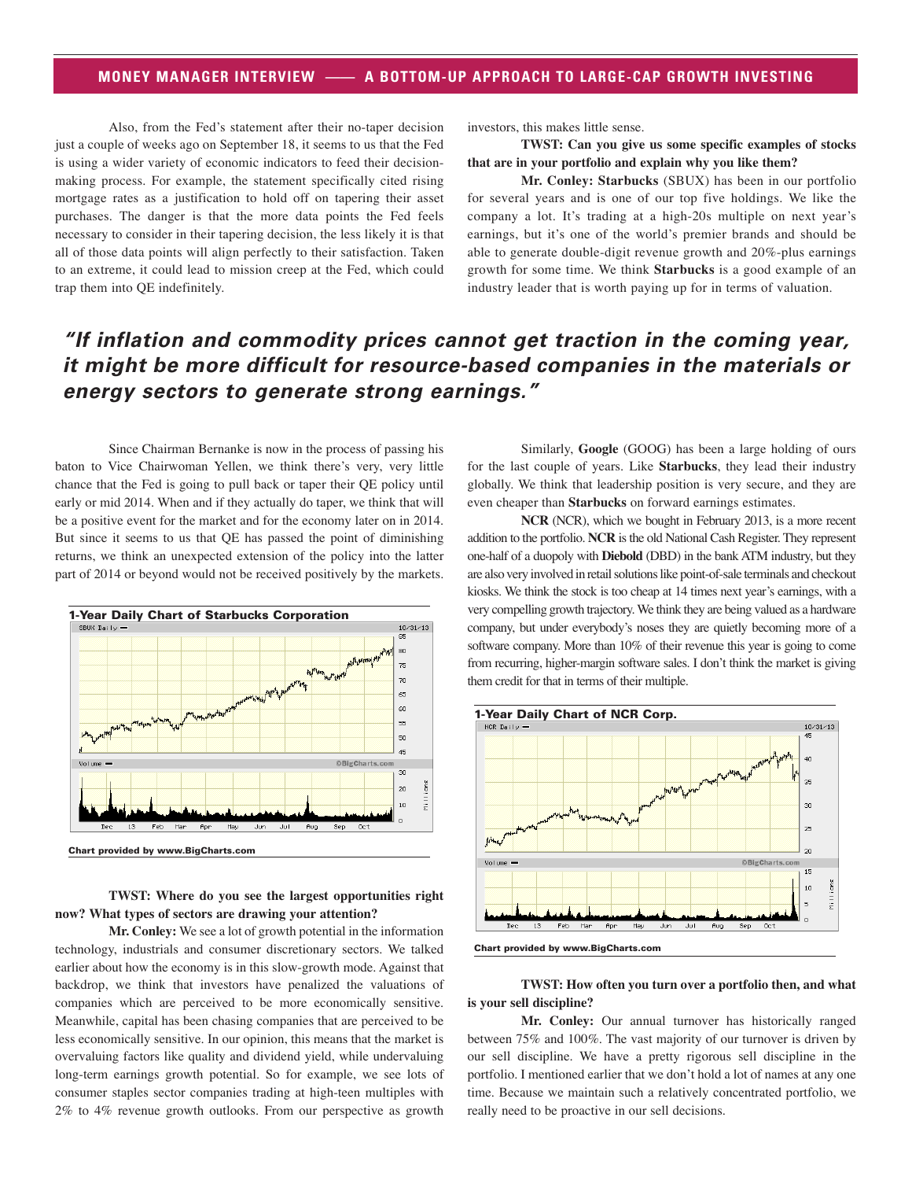Also, from the Fed's statement after their no-taper decision just a couple of weeks ago on September 18, it seems to us that the Fed is using a wider variety of economic indicators to feed their decision-making process. For example, the statement specifically cited rising mortgage rates as a justification to hold off on tapering their asset purchases. The danger is that the more data points the Fed feels necessary to consider in their tapering decision, the less likely it is that all of those data points will align perfectly to their satisfaction. Taken to an extreme, it could lead to mission creep at the Fed, which could trap them into QE indefinitely.

Since Chairman Bernanke is now in the process of passing his baton to Vice Chairwoman Yellen, we think there's very, very little chance that the Fed is going to pull back or taper their QE policy until early or mid 2014. When and if they actually do taper, we think that will be a positive event for the market and for the economy later on in 2014. But since it seems to us that QE has passed the point of diminishing returns, we think an unexpected extension of the policy into the latter part of 2014 or beyond would not be received positively by the markets.

**1-Year Daily Chart of Starbucks Corporation**

Chart provided by www.BigCharts.com

**TWST: Where do you see the largest opportunities right now? What types of sectors are drawing your attention?**

**Mr. Conley:** We see a lot of growth potential in the information technology, industrials and consumer discretionary sectors. We talked earlier about how the economy is in this slow-growth mode. Against that backdrop, we think that investors have penalized the valuations of companies which are perceived to be more economically sensitive. Meanwhile, capital has been chasing companies that are perceived to be less economically sensitive. In our opinion, this means that the market is overvaluing factors like quality and dividend yield, while undervaluing long-term earnings growth potential. So for example, we see lots of consumer staples sector companies trading at high-teen multiples with 2% to 4% revenue growth outlooks. From our perspective as growth investors, this makes little sense.

> ***"If inflation and commodity prices cannot get traction in the coming year, it might be more difficult for resource-based companies in the materials or energy sectors to generate strong earnings."***

**TWST: Can you give us some specific examples of stocks that are in your portfolio and explain why you like them?**

**Mr. Conley: Starbucks** (SBUX) has been in our portfolio for several years and is one of our top five holdings. We like the company a lot. It's trading at a high-20s multiple on next year's earnings, but it's one of the world's premier brands and should be able to generate double-digit revenue growth and 20%-plus earnings growth for some time. We think **Starbucks** is a good example of an industry leader that is worth paying up for in terms of valuation.

Similarly, **Google** (GOOG) has been a large holding of ours for the last couple of years. Like **Starbucks**, they lead their industry globally. We think that leadership position is very secure, and they are even cheaper than **Starbucks** on forward earnings estimates.

**NCR** (NCR), which we bought in February 2013, is a more recent addition to the portfolio. **NCR** is the old National Cash Register. They represent one-half of a duopoly with **Diebold** (DBD) in the bank ATM industry, but they are also very involved in retail solutions like point-of-sale terminals and checkout kiosks. We think the stock is too cheap at 14 times next year's earnings, with a very compelling growth trajectory. We think they are being valued as a hardware company, but under everybody's noses they are quietly becoming more of a software company. More than 10% of their revenue this year is going to come from recurring, higher-margin software sales. I don't think the market is giving them credit for that in terms of their multiple.

**1-Year Daily Chart of NCR Corp.**

Chart provided by www.BigCharts.com

**TWST: How often you turn over a portfolio then, and what is your sell discipline?**

**Mr. Conley:** Our annual turnover has historically ranged between 75% and 100%. The vast majority of our turnover is driven by our sell discipline. We have a pretty rigorous sell discipline in the portfolio. I mentioned earlier that we don't hold a lot of names at any one time. Because we maintain such a relatively concentrated portfolio, we really need to be proactive in our sell decisions.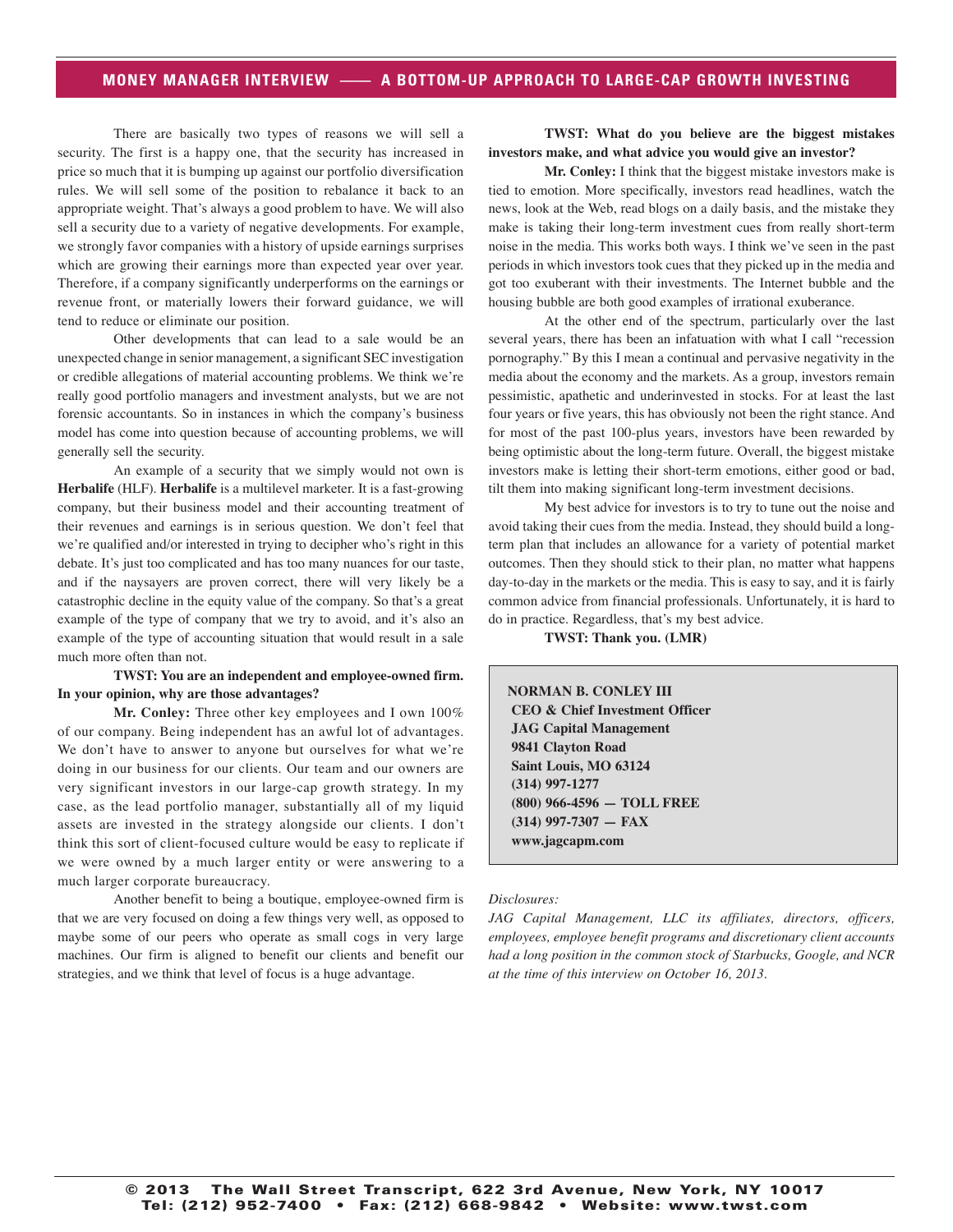There are basically two types of reasons we will sell a security. The first is a happy one, that the security has increased in price so much that it is bumping up against our portfolio diversification rules. We will sell some of the position to rebalance it back to an appropriate weight. That's always a good problem to have. We will also sell a security due to a variety of negative developments. For example, we strongly favor companies with a history of upside earnings surprises which are growing their earnings more than expected year over year. Therefore, if a company significantly underperforms on the earnings or revenue front, or materially lowers their forward guidance, we will tend to reduce or eliminate our position.

Other developments that can lead to a sale would be an unexpected change in senior management, a significant SEC investigation or credible allegations of material accounting problems. We think we're really good portfolio managers and investment analysts, but we are not forensic accountants. So in instances in which the company's business model has come into question because of accounting problems, we will generally sell the security.

An example of a security that we simply would not own is **Herbalife** (HLF). **Herbalife** is a multilevel marketer. It is a fast-growing company, but their business model and their accounting treatment of their revenues and earnings is in serious question. We don't feel that we're qualified and/or interested in trying to decipher who's right in this debate. It's just too complicated and has too many nuances for our taste, and if the naysayers are proven correct, there will very likely be a catastrophic decline in the equity value of the company. So that's a great example of the type of company that we try to avoid, and it's also an example of the type of accounting situation that would result in a sale much more often than not.

**TWST: You are an independent and employee-owned firm. In your opinion, why are those advantages?**

**Mr. Conley:** Three other key employees and I own 100% of our company. Being independent has an awful lot of advantages. We don't have to answer to anyone but ourselves for what we're doing in our business for our clients. Our team and our owners are very significant investors in our large-cap growth strategy. In my case, as the lead portfolio manager, substantially all of my liquid assets are invested in the strategy alongside our clients. I don't think this sort of client-focused culture would be easy to replicate if we were owned by a much larger entity or were answering to a much larger corporate bureaucracy.

Another benefit to being a boutique, employee-owned firm is that we are very focused on doing a few things very well, as opposed to maybe some of our peers who operate as small cogs in very large machines. Our firm is aligned to benefit our clients and benefit our strategies, and we think that level of focus is a huge advantage.

**TWST: What do you believe are the biggest mistakes investors make, and what advice you would give an investor?**

**Mr. Conley:** I think that the biggest mistake investors make is tied to emotion. More specifically, investors read headlines, watch the news, look at the Web, read blogs on a daily basis, and the mistake they make is taking their long-term investment cues from really short-term noise in the media. This works both ways. I think we've seen in the past periods in which investors took cues that they picked up in the media and got too exuberant with their investments. The Internet bubble and the housing bubble are both good examples of irrational exuberance.

At the other end of the spectrum, particularly over the last several years, there has been an infatuation with what I call "recession pornography." By this I mean a continual and pervasive negativity in the media about the economy and the markets. As a group, investors remain pessimistic, apathetic and underinvested in stocks. For at least the last four years or five years, this has obviously not been the right stance. And for most of the past 100-plus years, investors have been rewarded by being optimistic about the long-term future. Overall, the biggest mistake investors make is letting their short-term emotions, either good or bad, tilt them into making significant long-term investment decisions.

My best advice for investors is to try to tune out the noise and avoid taking their cues from the media. Instead, they should build a long-term plan that includes an allowance for a variety of potential market outcomes. Then they should stick to their plan, no matter what happens day-to-day in the markets or the media. This is easy to say, and it is fairly common advice from financial professionals. Unfortunately, it is hard to do in practice. Regardless, that's my best advice.

**TWST: Thank you. (LMR)**

**NORMAN B. CONLEY III**
**CEO & Chief Investment Officer**
**JAG Capital Management**
**9841 Clayton Road**
**Saint Louis, MO 63124**
**(314) 997-1277**
**(800) 966-4596 — TOLL FREE**
**(314) 997-7307 — FAX**
**www.jagcapm.com**

*Disclosures:*

*JAG Capital Management, LLC its affiliates, directors, officers, employees, employee benefit programs and discretionary client accounts had a long position in the common stock of Starbucks, Google, and NCR at the time of this interview on October 16, 2013.*